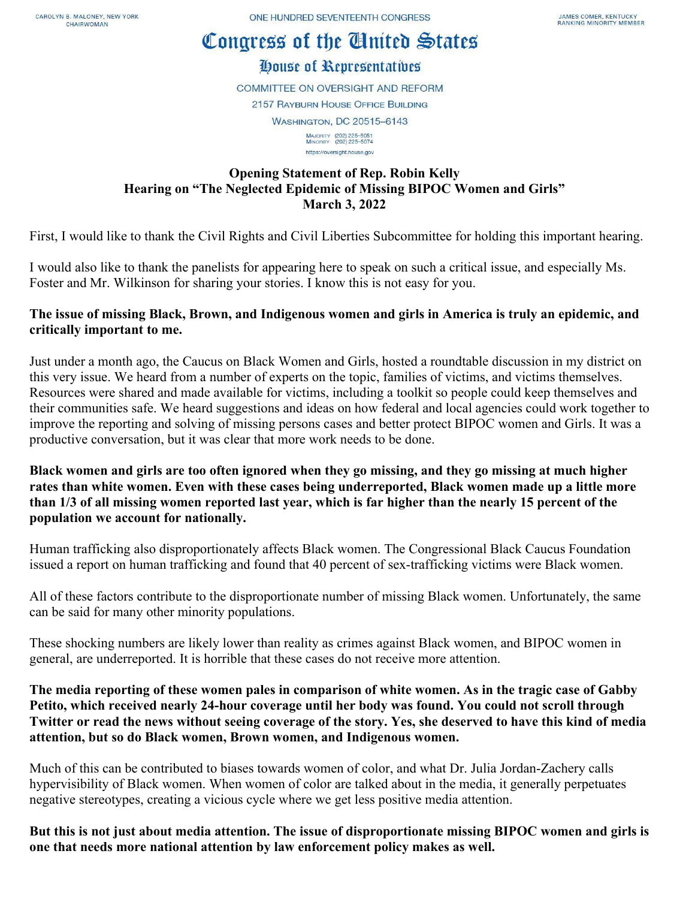CAROLYN B. MALONEY, NEW YORK
CHAIRWOMAN

ONE HUNDRED SEVENTEENTH CONGRESS

JAMES COMER, KENTUCKY
RANKING MINORITY MEMBER

# Congress of the United States

## House of Representatives

COMMITTEE ON OVERSIGHT AND REFORM

2157 RAYBURN HOUSE OFFICE BUILDING

WASHINGTON, DC 20515–6143

MAJORITY (202) 225–5051
MINORITY (202) 225–5074

https://oversight.house.gov

**Opening Statement of Rep. Robin Kelly**
**Hearing on "The Neglected Epidemic of Missing BIPOC Women and Girls"**
**March 3, 2022**

First, I would like to thank the Civil Rights and Civil Liberties Subcommittee for holding this important hearing.

I would also like to thank the panelists for appearing here to speak on such a critical issue, and especially Ms. Foster and Mr. Wilkinson for sharing your stories. I know this is not easy for you.

**The issue of missing Black, Brown, and Indigenous women and girls in America is truly an epidemic, and critically important to me.**

Just under a month ago, the Caucus on Black Women and Girls, hosted a roundtable discussion in my district on this very issue. We heard from a number of experts on the topic, families of victims, and victims themselves. Resources were shared and made available for victims, including a toolkit so people could keep themselves and their communities safe. We heard suggestions and ideas on how federal and local agencies could work together to improve the reporting and solving of missing persons cases and better protect BIPOC women and Girls. It was a productive conversation, but it was clear that more work needs to be done.

**Black women and girls are too often ignored when they go missing, and they go missing at much higher rates than white women. Even with these cases being underreported, Black women made up a little more than 1/3 of all missing women reported last year, which is far higher than the nearly 15 percent of the population we account for nationally.**

Human trafficking also disproportionately affects Black women. The Congressional Black Caucus Foundation issued a report on human trafficking and found that 40 percent of sex-trafficking victims were Black women.

All of these factors contribute to the disproportionate number of missing Black women. Unfortunately, the same can be said for many other minority populations.

These shocking numbers are likely lower than reality as crimes against Black women, and BIPOC women in general, are underreported. It is horrible that these cases do not receive more attention.

**The media reporting of these women pales in comparison of white women. As in the tragic case of Gabby Petito, which received nearly 24-hour coverage until her body was found. You could not scroll through Twitter or read the news without seeing coverage of the story. Yes, she deserved to have this kind of media attention, but so do Black women, Brown women, and Indigenous women.**

Much of this can be contributed to biases towards women of color, and what Dr. Julia Jordan-Zachery calls hypervisibility of Black women. When women of color are talked about in the media, it generally perpetuates negative stereotypes, creating a vicious cycle where we get less positive media attention.

**But this is not just about media attention. The issue of disproportionate missing BIPOC women and girls is one that needs more national attention by law enforcement policy makes as well.**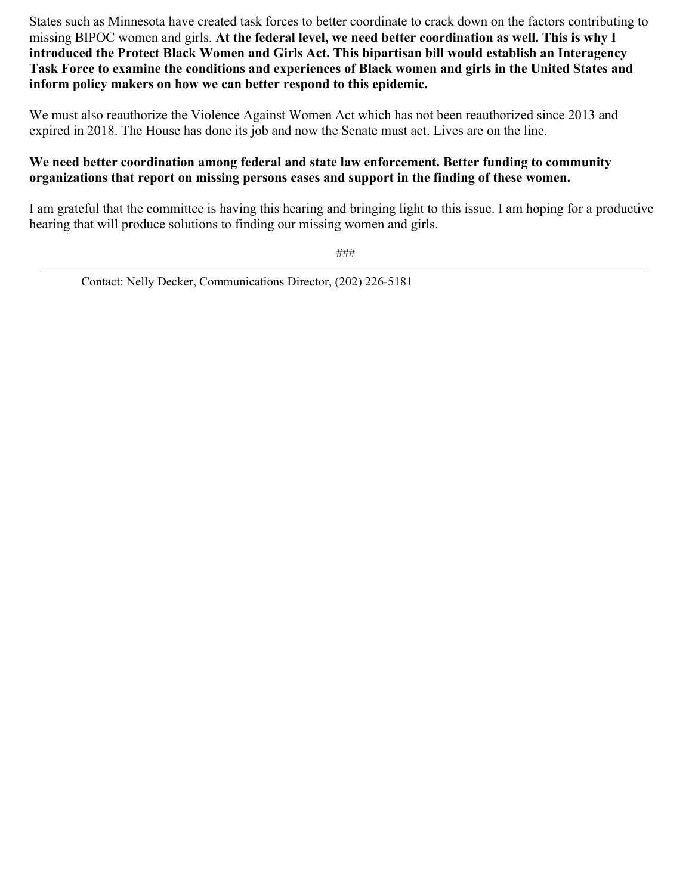States such as Minnesota have created task forces to better coordinate to crack down on the factors contributing to missing BIPOC women and girls. **At the federal level, we need better coordination as well. This is why I introduced the Protect Black Women and Girls Act. This bipartisan bill would establish an Interagency Task Force to examine the conditions and experiences of Black women and girls in the United States and inform policy makers on how we can better respond to this epidemic.**

We must also reauthorize the Violence Against Women Act which has not been reauthorized since 2013 and expired in 2018. The House has done its job and now the Senate must act. Lives are on the line.

**We need better coordination among federal and state law enforcement. Better funding to community organizations that report on missing persons cases and support in the finding of these women.**

I am grateful that the committee is having this hearing and bringing light to this issue. I am hoping for a productive hearing that will produce solutions to finding our missing women and girls.

###

---

Contact: Nelly Decker, Communications Director, (202) 226-5181